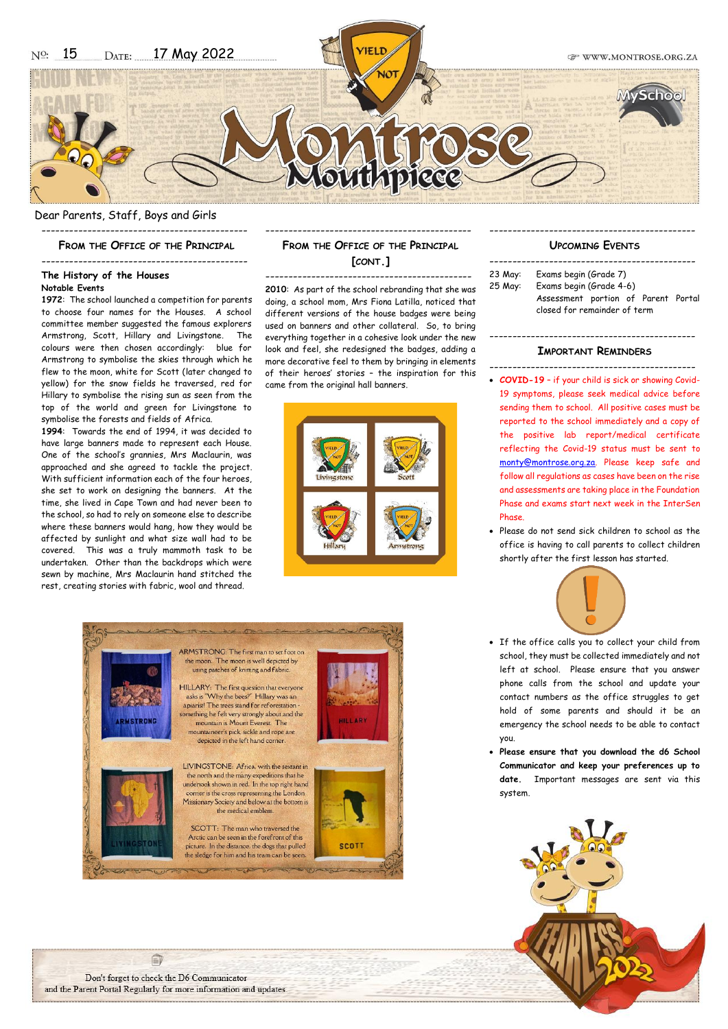# Montrose Mouthpiece

No: 15 Date: 17 May 2022

WWW.MONTROSE.ORG.ZA

Dear Parents, Staff, Boys and Girls

## From the Office of the Principal

### The History of the Houses

**Notable Events**

**1972**: The school launched a competition for parents to choose four names for the Houses. A school committee member suggested the famous explorers Armstrong, Scott, Hillary and Livingstone. The colours were then chosen accordingly: blue for Armstrong to symbolise the skies through which he flew to the moon, white for Scott (later changed to yellow) for the snow fields he traversed, red for Hillary to symbolise the rising sun as seen from the top of the world and green for Livingstone to symbolise the forests and fields of Africa.

**1994**: Towards the end of 1994, it was decided to have large banners made to represent each House. One of the school's grannies, Mrs Maclaurin, was approached and she agreed to tackle the project. With sufficient information each of the four heroes, she set to work on designing the banners. At the time, she lived in Cape Town and had never been to the school, so had to rely on someone else to describe where these banners would hang, how they would be affected by sunlight and what size wall had to be covered. This was a truly mammoth task to be undertaken. Other than the backdrops which were sewn by machine, Mrs Maclaurin hand stitched the rest, creating stories with fabric, wool and thread.

## From the Office of the Principal [cont.]

**2010**: As part of the school rebranding that she was doing, a school mom, Mrs Fiona Latilla, noticed that different versions of the house badges were being used on banners and other collateral. So, to bring everything together in a cohesive look under the new look and feel, she redesigned the badges, adding a more decorative feel to them by bringing in elements of their heroes' stories – the inspiration for this came from the original hall banners.

Livingstone · Scott · Hillary · Armstrong

ARMSTRONG: The first man to set foot on the moon. The moon is well depicted by using patches of knitting and fabric.

HILLARY: The first question that everyone asks is "Why the bees?" Hillary was an apiarist! The trees stand for reforestation - something he felt very strongly about and the mountain is Mount Everest. The mountaineer's pick, sickle and rope are depicted in the left hand corner.

LIVINGSTONE: Africa, with the sextant in the north and the many expeditions that he undertook shown in red. In the top right hand corner is the cross representing the London Missionary Society and below at the bottom is the medical emblem.

SCOTT: The man who traversed the Arctic can be seen in the forefront of this picture. In the distance, the dogs that pulled the sledge for him and his team can be seen.

## Upcoming Events

- 23 May: Exams begin (Grade 7)
- 25 May: Exams begin (Grade 4-6)
  Assessment portion of Parent Portal closed for remainder of term

## Important Reminders

- **COVID-19** – if your child is sick or showing Covid-19 symptoms, please seek medical advice before sending them to school. All positive cases must be reported to the school immediately and a copy of the positive lab report/medical certificate reflecting the Covid-19 status must be sent to monty@montrose.org.za. Please keep safe and follow all regulations as cases have been on the rise and assessments are taking place in the Foundation Phase and exams start next week in the InterSen Phase.
- Please do not send sick children to school as the office is having to call parents to collect children shortly after the first lesson has started.
- If the office calls you to collect your child from school, they must be collected immediately and not left at school. Please ensure that you answer phone calls from the school and update your contact numbers as the office struggles to get hold of some parents and should it be an emergency the school needs to be able to contact you.
- **Please ensure that you download the d6 School Communicator and keep your preferences up to date.** Important messages are sent via this system.

Don't forget to check the D6 Communicator and the Parent Portal Regularly for more information and updates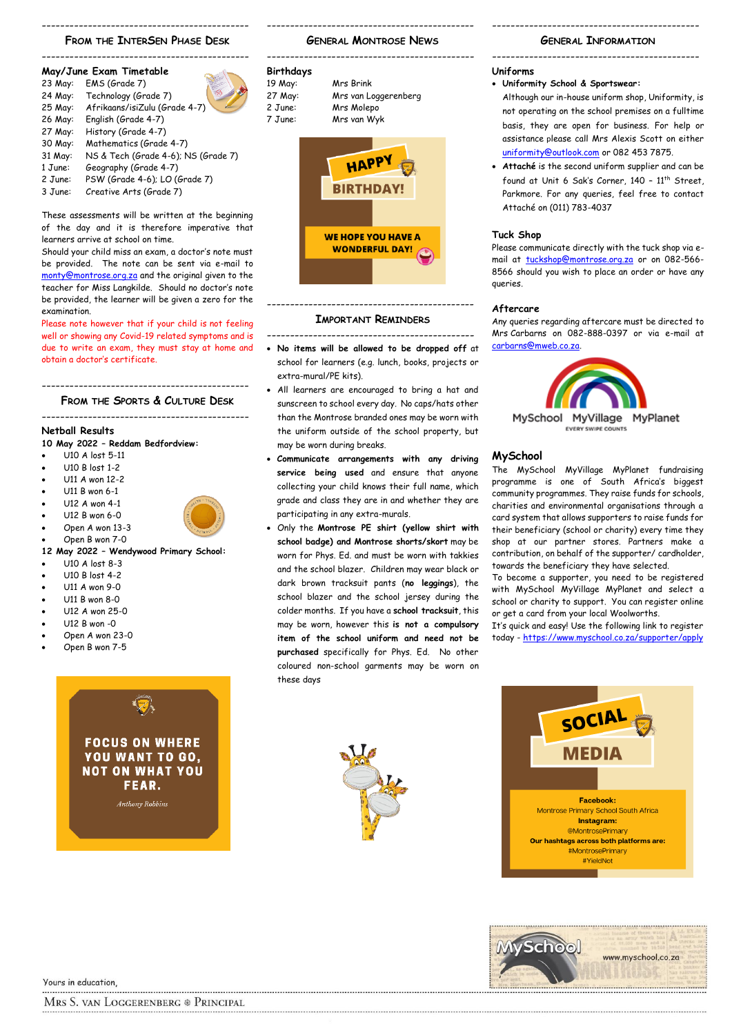## From the InterSen Phase Desk

### May/June Exam Timetable

| | |
|---|---|
| 23 May: | EMS (Grade 7) |
| 24 May: | Technology (Grade 7) |
| 25 May: | Afrikaans/isiZulu (Grade 4-7) |
| 26 May: | English (Grade 4-7) |
| 27 May: | History (Grade 4-7) |
| 30 May: | Mathematics (Grade 4-7) |
| 31 May: | NS & Tech (Grade 4-6); NS (Grade 7) |
| 1 June: | Geography (Grade 4-7) |
| 2 June: | PSW (Grade 4-6); LO (Grade 7) |
| 3 June: | Creative Arts (Grade 7) |

These assessments will be written at the beginning of the day and it is therefore imperative that learners arrive at school on time.

Should your child miss an exam, a doctor's note must be provided. The note can be sent via e-mail to monty@montrose.org.za and the original given to the teacher for Miss Langkilde. Should no doctor's note be provided, the learner will be given a zero for the examination.

Please note however that if your child is not feeling well or showing any Covid-19 related symptoms and is due to write an exam, they must stay at home and obtain a doctor's certificate.

## From the Sports & Culture Desk

### Netball Results

**10 May 2022 – Reddam Bedfordview:**

- U10 A lost 5-11
- U10 B lost 1-2
- U11 A won 12-2
- U11 B won 6-1
- U12 A won 4-1
- U12 B won 6-0
- Open A won 13-3
- Open B won 7-0

**12 May 2022 – Wendywood Primary School:**

- U10 A lost 8-3
- U10 B lost 4-2
- U11 A won 9-0
- U11 B won 8-0
- U12 A won 25-0
- U12 B won -0
- Open A won 23-0
- Open B won 7-5

FOCUS ON WHERE YOU WANT TO GO, NOT ON WHAT YOU FEAR.

*Anthony Robbins*

## General Montrose News

### Birthdays

| | |
|---|---|
| 19 May: | Mrs Brink |
| 27 May: | Mrs van Loggerenberg |
| 2 June: | Mrs Molepo |
| 7 June: | Mrs van Wyk |

HAPPY BIRTHDAY!

WE HOPE YOU HAVE A WONDERFUL DAY!

## Important Reminders

- **No items will be allowed to be dropped off** at school for learners (e.g. lunch, books, projects or extra-mural/PE kits).
- All learners are encouraged to bring a hat and sunscreen to school every day. No caps/hats other than the Montrose branded ones may be worn with the uniform outside of the school property, but may be worn during breaks.
- **Communicate arrangements with any driving service being used** and ensure that anyone collecting your child knows their full name, which grade and class they are in and whether they are participating in any extra-murals.
- Only the **Montrose PE shirt (yellow shirt with school badge) and Montrose shorts/skort** may be worn for Phys. Ed. and must be worn with takkies and the school blazer. Children may wear black or dark brown tracksuit pants (**no leggings**), the school blazer and the school jersey during the colder months. If you have a **school tracksuit**, this may be worn, however this **is not a compulsory item of the school uniform and need not be purchased** specifically for Phys. Ed. No other coloured non-school garments may be worn on these days

## General Information

### Uniforms

- **Uniformity School & Sportswear:**
  Although our in-house uniform shop, Uniformity, is not operating on the school premises on a fulltime basis, they are open for business. For help or assistance please call Mrs Alexis Scott on either uniformity@outlook.com or 082 453 7875.
- **Attaché** is the second uniform supplier and can be found at Unit 6 Sak's Corner, 140 – 11th Street, Parkmore. For any queries, feel free to contact Attaché on (011) 783-4037

### Tuck Shop

Please communicate directly with the tuck shop via e-mail at tuckshop@montrose.org.za or on 082-566-8566 should you wish to place an order or have any queries.

### Aftercare

Any queries regarding aftercare must be directed to Mrs Carbarns on 082-888-0397 or via e-mail at carbarns@mweb.co.za.

MySchool MyVillage MyPlanet
EVERY SWIPE COUNTS

### MySchool

The MySchool MyVillage MyPlanet fundraising programme is one of South Africa's biggest community programmes. They raise funds for schools, charities and environmental organisations through a card system that allows supporters to raise funds for their beneficiary (school or charity) every time they shop at our partner stores. Partners make a contribution, on behalf of the supporter/ cardholder, towards the beneficiary they have selected.

To become a supporter, you need to be registered with MySchool MyVillage MyPlanet and select a school or charity to support. You can register online or get a card from your local Woolworths.

It's quick and easy! Use the following link to register today - https://www.myschool.co.za/supporter/apply

SOCIAL MEDIA

**Facebook:**
Montrose Primary School South Africa
**Instagram:**
@MontrosePrimary
**Our hashtags across both platforms are:**
#MontrosePrimary
#YieldNot

MySchool www.myschool.co.za

Yours in education,

Mrs S. van Loggerenberg ❁ Principal